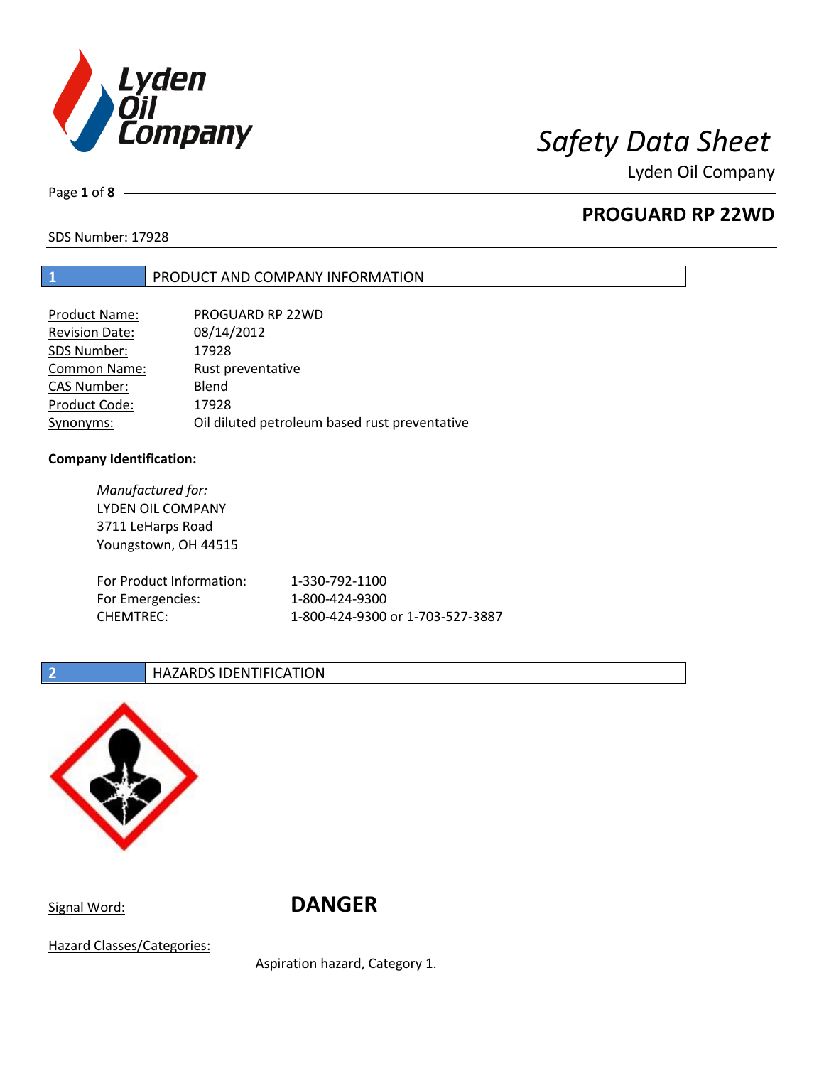# Safety Data Sheet

Lyden Oil Company

## PROGUARD RP 22WD

SDS Number: 17928

## 1 PRODUCT AND COMPANY INFORMATION

| | |
|---|---|
| Product Name: | PROGUARD RP 22WD |
| Revision Date: | 08/14/2012 |
| SDS Number: | 17928 |
| Common Name: | Rust preventative |
| CAS Number: | Blend |
| Product Code: | 17928 |
| Synonyms: | Oil diluted petroleum based rust preventative |

**Company Identification:**

*Manufactured for:*
LYDEN OIL COMPANY
3711 LeHarps Road
Youngstown, OH 44515

| | |
|---|---|
| For Product Information: | 1-330-792-1100 |
| For Emergencies: | 1-800-424-9300 |
| CHEMTREC: | 1-800-424-9300 or 1-703-527-3887 |

## 2 HAZARDS IDENTIFICATION

Signal Word: **DANGER**

Hazard Classes/Categories:

Aspiration hazard, Category 1.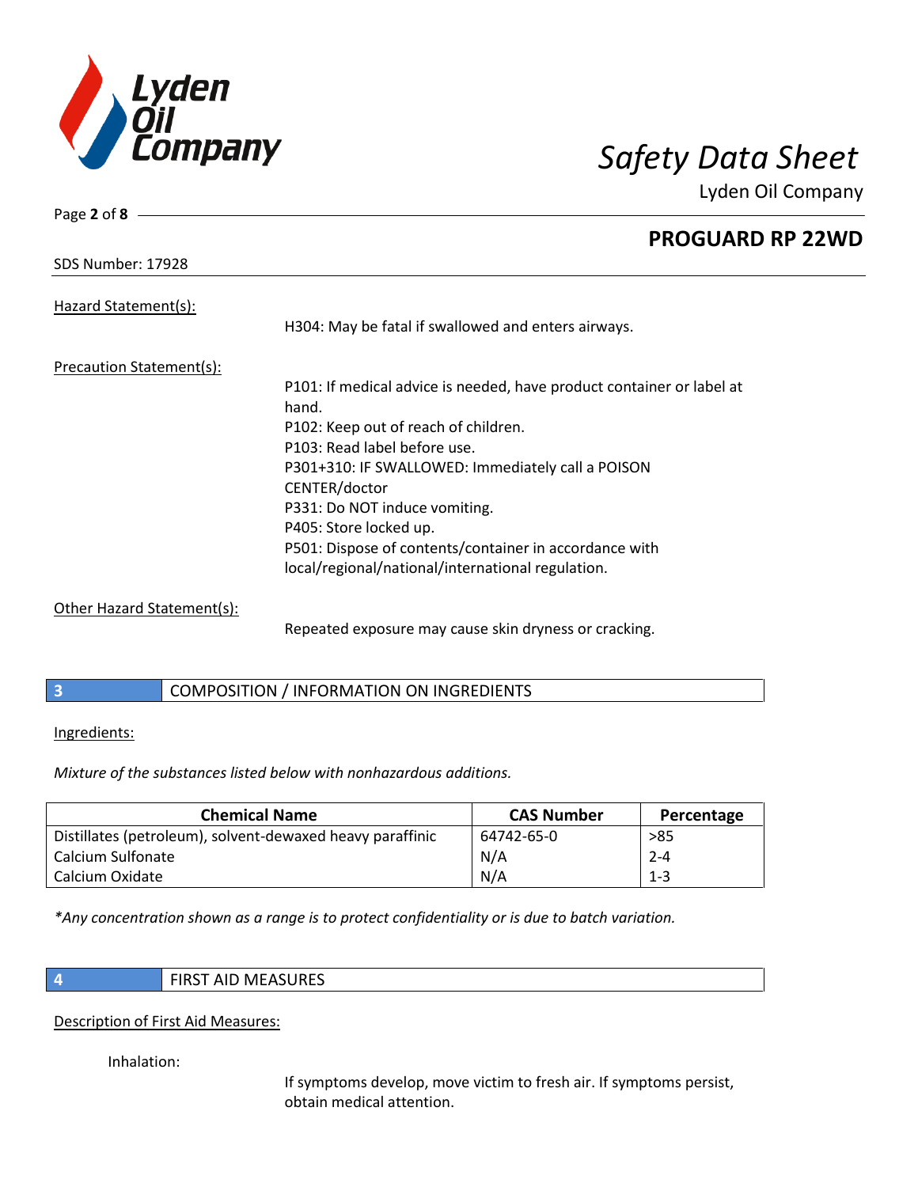Hazard Statement(s):

H304: May be fatal if swallowed and enters airways.

Precaution Statement(s):

P101: If medical advice is needed, have product container or label at hand.
P102: Keep out of reach of children.
P103: Read label before use.
P301+310: IF SWALLOWED: Immediately call a POISON CENTER/doctor
P331: Do NOT induce vomiting.
P405: Store locked up.
P501: Dispose of contents/container in accordance with local/regional/national/international regulation.

Other Hazard Statement(s):

Repeated exposure may cause skin dryness or cracking.

## 3 COMPOSITION / INFORMATION ON INGREDIENTS

Ingredients:

*Mixture of the substances listed below with nonhazardous additions.*

| Chemical Name | CAS Number | Percentage |
|---|---|---|
| Distillates (petroleum), solvent-dewaxed heavy paraffinic | 64742-65-0 | >85 |
| Calcium Sulfonate | N/A | 2-4 |
| Calcium Oxidate | N/A | 1-3 |

*\*Any concentration shown as a range is to protect confidentiality or is due to batch variation.*

## 4 FIRST AID MEASURES

Description of First Aid Measures:

Inhalation:

If symptoms develop, move victim to fresh air. If symptoms persist, obtain medical attention.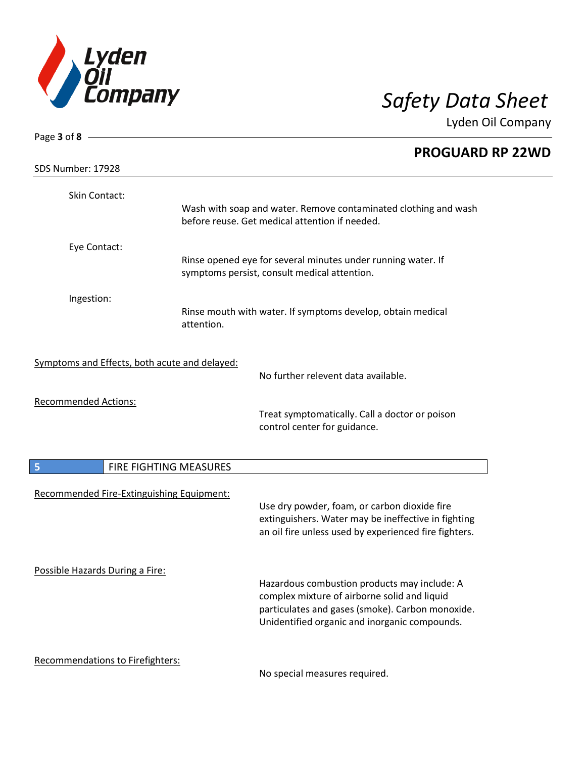Skin Contact:

Wash with soap and water. Remove contaminated clothing and wash before reuse. Get medical attention if needed.

Eye Contact:

Rinse opened eye for several minutes under running water. If symptoms persist, consult medical attention.

Ingestion:

Rinse mouth with water. If symptoms develop, obtain medical attention.

Symptoms and Effects, both acute and delayed:

No further relevent data available.

Recommended Actions:

Treat symptomatically. Call a doctor or poison control center for guidance.

## 5 FIRE FIGHTING MEASURES

Recommended Fire-Extinguishing Equipment:

Use dry powder, foam, or carbon dioxide fire extinguishers. Water may be ineffective in fighting an oil fire unless used by experienced fire fighters.

Possible Hazards During a Fire:

Hazardous combustion products may include: A complex mixture of airborne solid and liquid particulates and gases (smoke). Carbon monoxide. Unidentified organic and inorganic compounds.

Recommendations to Firefighters:

No special measures required.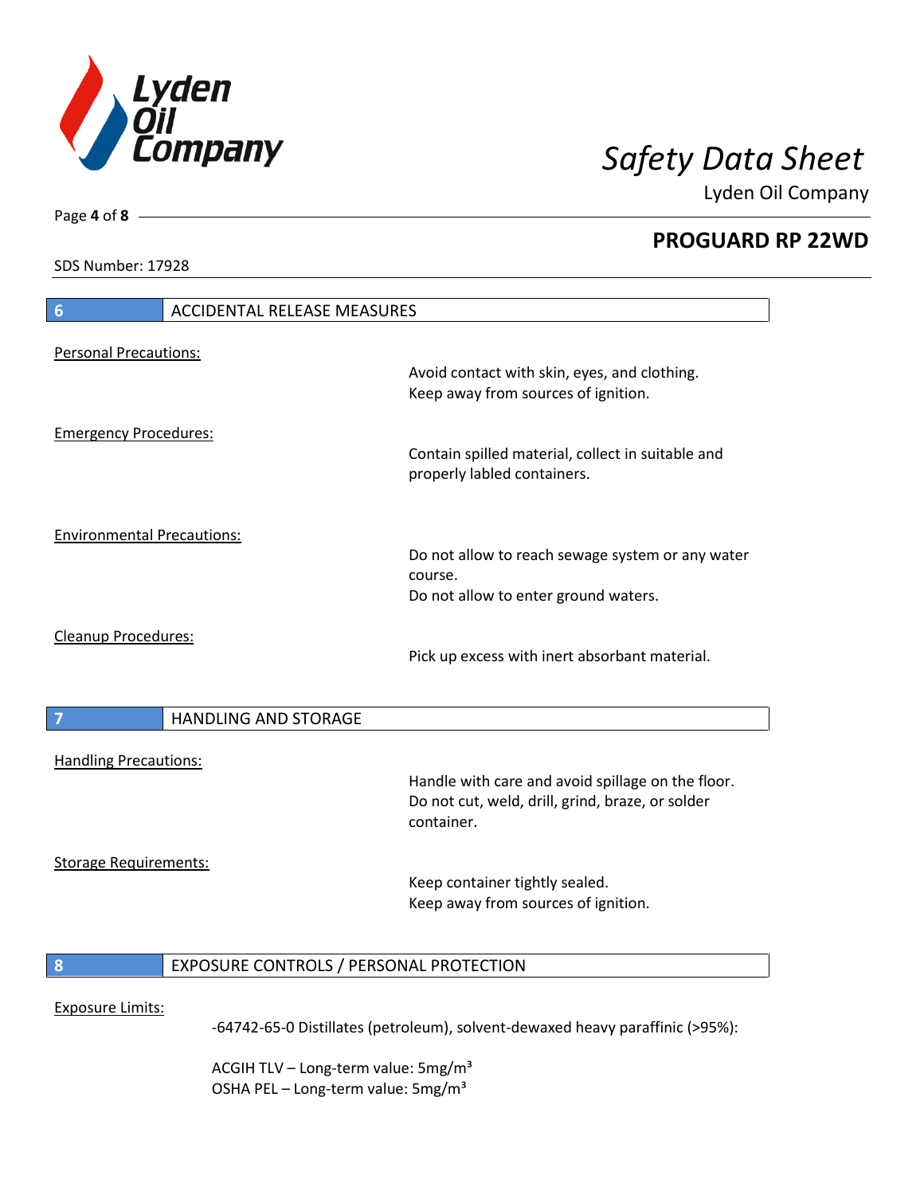## 6 ACCIDENTAL RELEASE MEASURES

Personal Precautions:

Avoid contact with skin, eyes, and clothing.
Keep away from sources of ignition.

Emergency Procedures:

Contain spilled material, collect in suitable and properly labled containers.

Environmental Precautions:

Do not allow to reach sewage system or any water course.
Do not allow to enter ground waters.

Cleanup Procedures:

Pick up excess with inert absorbant material.

## 7 HANDLING AND STORAGE

Handling Precautions:

Handle with care and avoid spillage on the floor.
Do not cut, weld, drill, grind, braze, or solder container.

Storage Requirements:

Keep container tightly sealed.
Keep away from sources of ignition.

## 8 EXPOSURE CONTROLS / PERSONAL PROTECTION

Exposure Limits:

-64742-65-0 Distillates (petroleum), solvent-dewaxed heavy paraffinic (>95%):

ACGIH TLV – Long-term value: 5mg/m³
OSHA PEL – Long-term value: 5mg/m³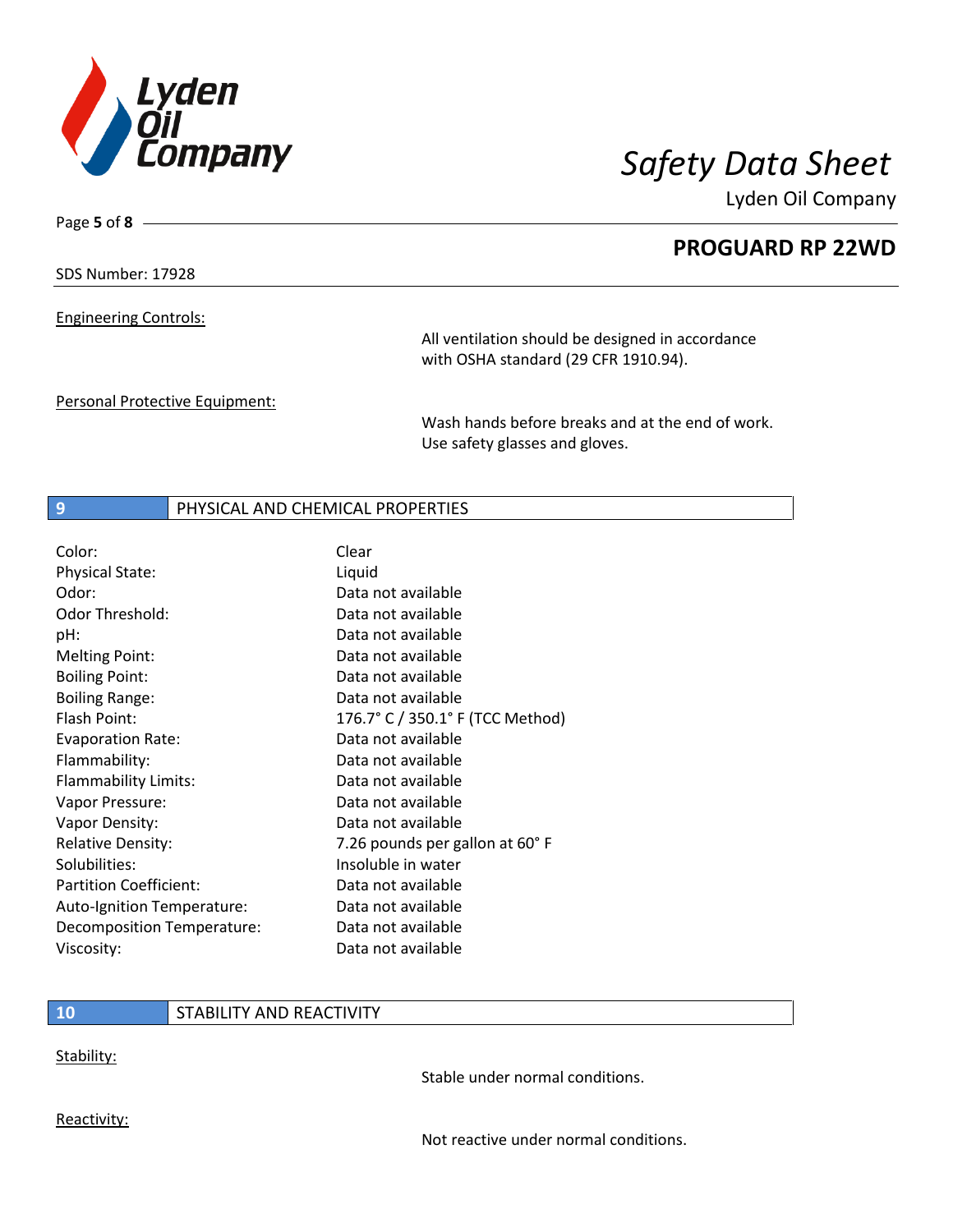SDS Number: 17928

**Engineering Controls:**

All ventilation should be designed in accordance with OSHA standard (29 CFR 1910.94).

**Personal Protective Equipment:**

Wash hands before breaks and at the end of work. Use safety glasses and gloves.

## 9 PHYSICAL AND CHEMICAL PROPERTIES

| Property | Value |
|---|---|
| Color: | Clear |
| Physical State: | Liquid |
| Odor: | Data not available |
| Odor Threshold: | Data not available |
| pH: | Data not available |
| Melting Point: | Data not available |
| Boiling Point: | Data not available |
| Boiling Range: | Data not available |
| Flash Point: | 176.7° C / 350.1° F (TCC Method) |
| Evaporation Rate: | Data not available |
| Flammability: | Data not available |
| Flammability Limits: | Data not available |
| Vapor Pressure: | Data not available |
| Vapor Density: | Data not available |
| Relative Density: | 7.26 pounds per gallon at 60° F |
| Solubilities: | Insoluble in water |
| Partition Coefficient: | Data not available |
| Auto-Ignition Temperature: | Data not available |
| Decomposition Temperature: | Data not available |
| Viscosity: | Data not available |

## 10 STABILITY AND REACTIVITY

**Stability:**

Stable under normal conditions.

**Reactivity:**

Not reactive under normal conditions.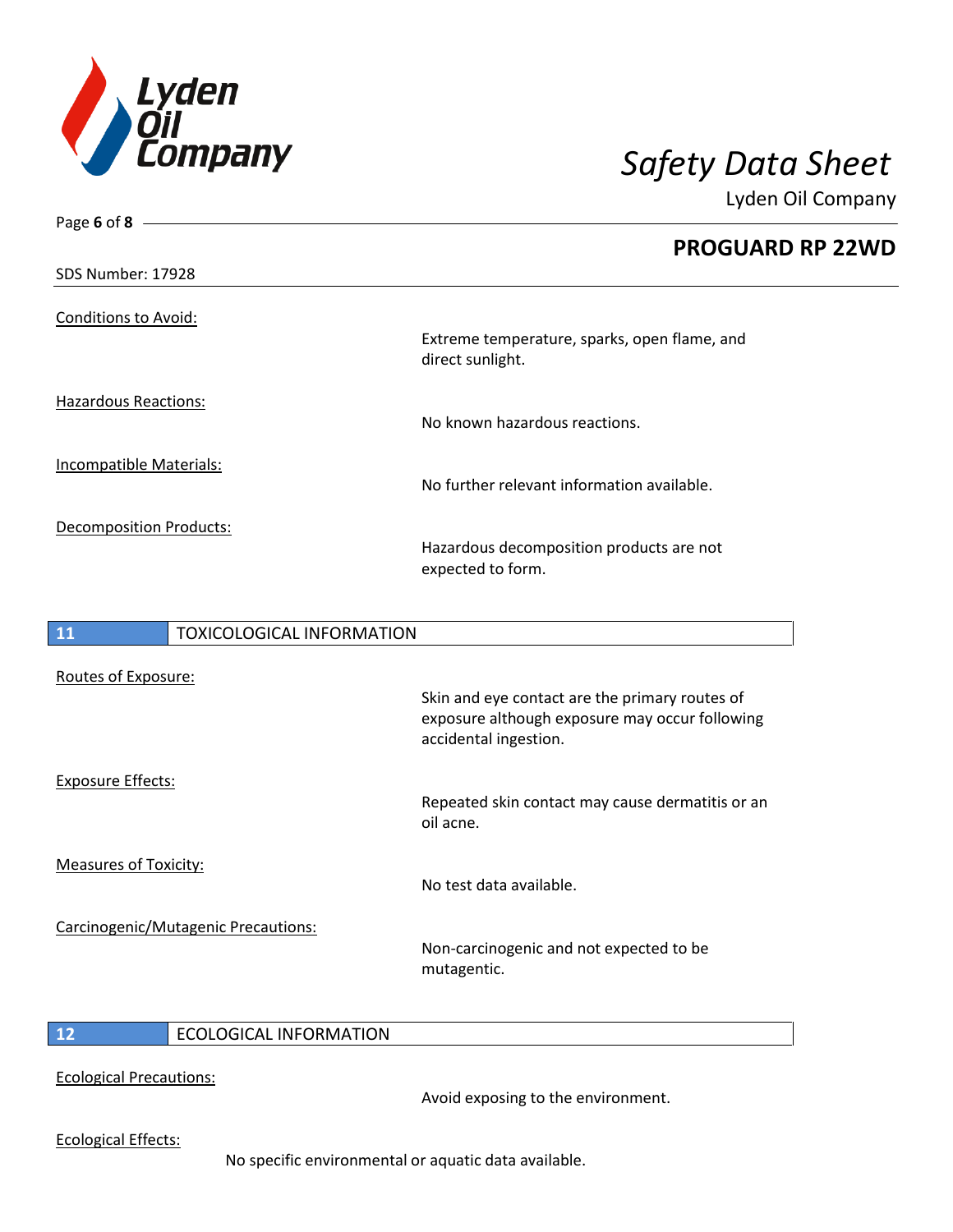SDS Number: 17928

**Conditions to Avoid:**
Extreme temperature, sparks, open flame, and direct sunlight.

**Hazardous Reactions:**
No known hazardous reactions.

**Incompatible Materials:**
No further relevant information available.

**Decomposition Products:**
Hazardous decomposition products are not expected to form.

## 11 TOXICOLOGICAL INFORMATION

**Routes of Exposure:**
Skin and eye contact are the primary routes of exposure although exposure may occur following accidental ingestion.

**Exposure Effects:**
Repeated skin contact may cause dermatitis or an oil acne.

**Measures of Toxicity:**
No test data available.

**Carcinogenic/Mutagenic Precautions:**
Non-carcinogenic and not expected to be mutagentic.

## 12 ECOLOGICAL INFORMATION

**Ecological Precautions:**
Avoid exposing to the environment.

**Ecological Effects:**
No specific environmental or aquatic data available.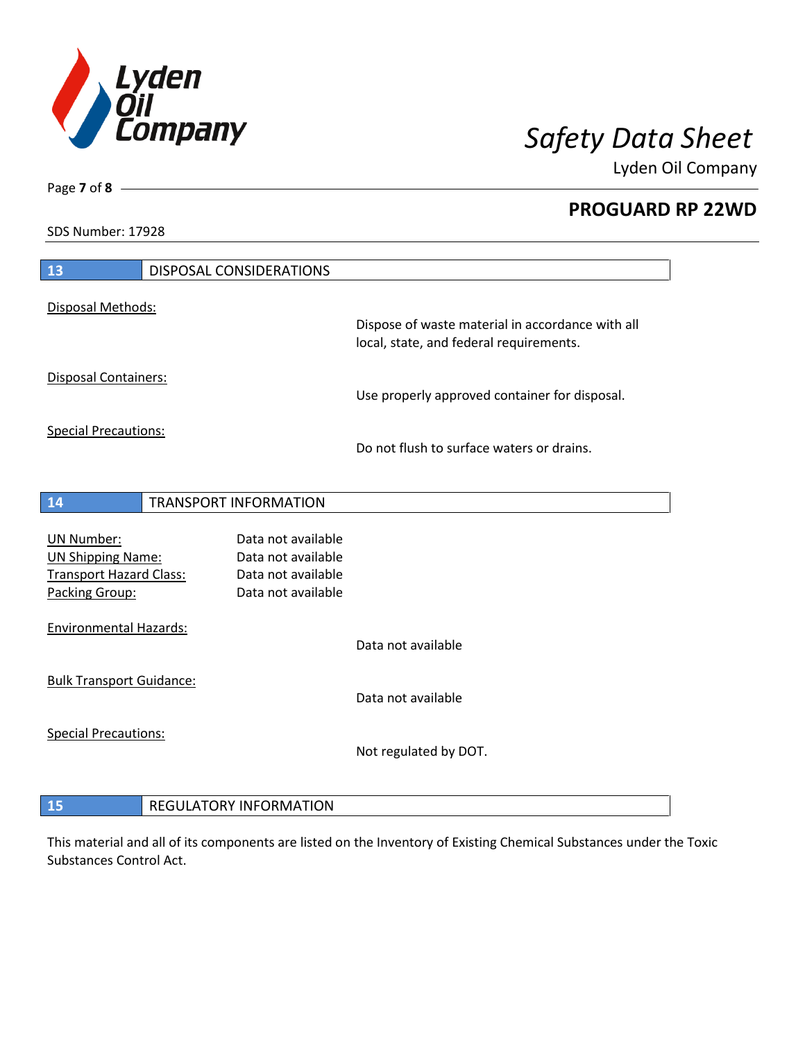## 13 DISPOSAL CONSIDERATIONS

Disposal Methods:

Dispose of waste material in accordance with all local, state, and federal requirements.

Disposal Containers:

Use properly approved container for disposal.

Special Precautions:

Do not flush to surface waters or drains.

## 14 TRANSPORT INFORMATION

| | |
|---|---|
| UN Number: | Data not available |
| UN Shipping Name: | Data not available |
| Transport Hazard Class: | Data not available |
| Packing Group: | Data not available |

Environmental Hazards:

Data not available

Bulk Transport Guidance:

Data not available

Special Precautions:

Not regulated by DOT.

## 15 REGULATORY INFORMATION

This material and all of its components are listed on the Inventory of Existing Chemical Substances under the Toxic Substances Control Act.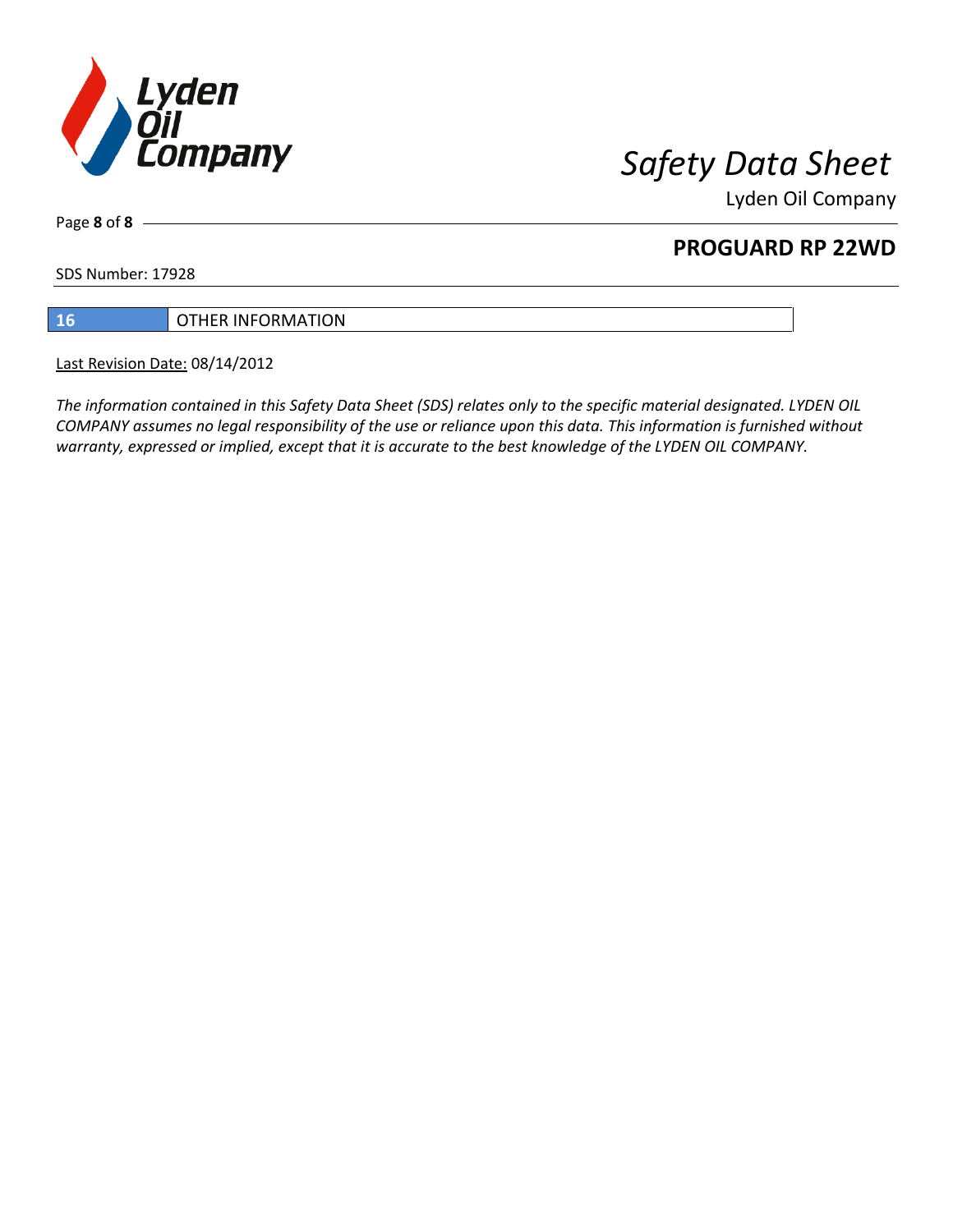## 16 OTHER INFORMATION

Last Revision Date: 08/14/2012

*The information contained in this Safety Data Sheet (SDS) relates only to the specific material designated. LYDEN OIL COMPANY assumes no legal responsibility of the use or reliance upon this data. This information is furnished without warranty, expressed or implied, except that it is accurate to the best knowledge of the LYDEN OIL COMPANY.*